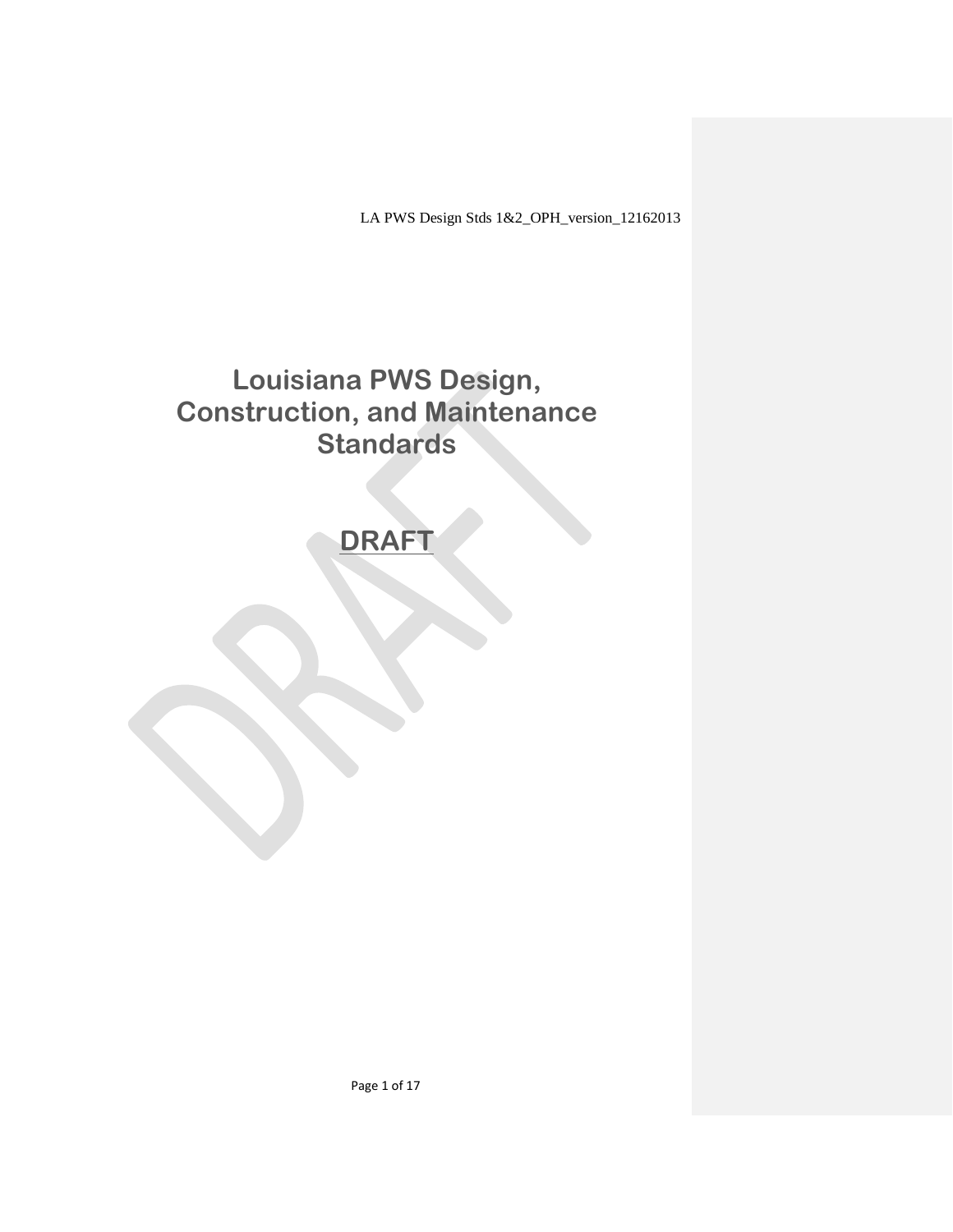LA PWS Design Stds 1&2_OPH_version_12162013

# Louisiana PWS Design, Construction, and Maintenance Standards

## DRAFT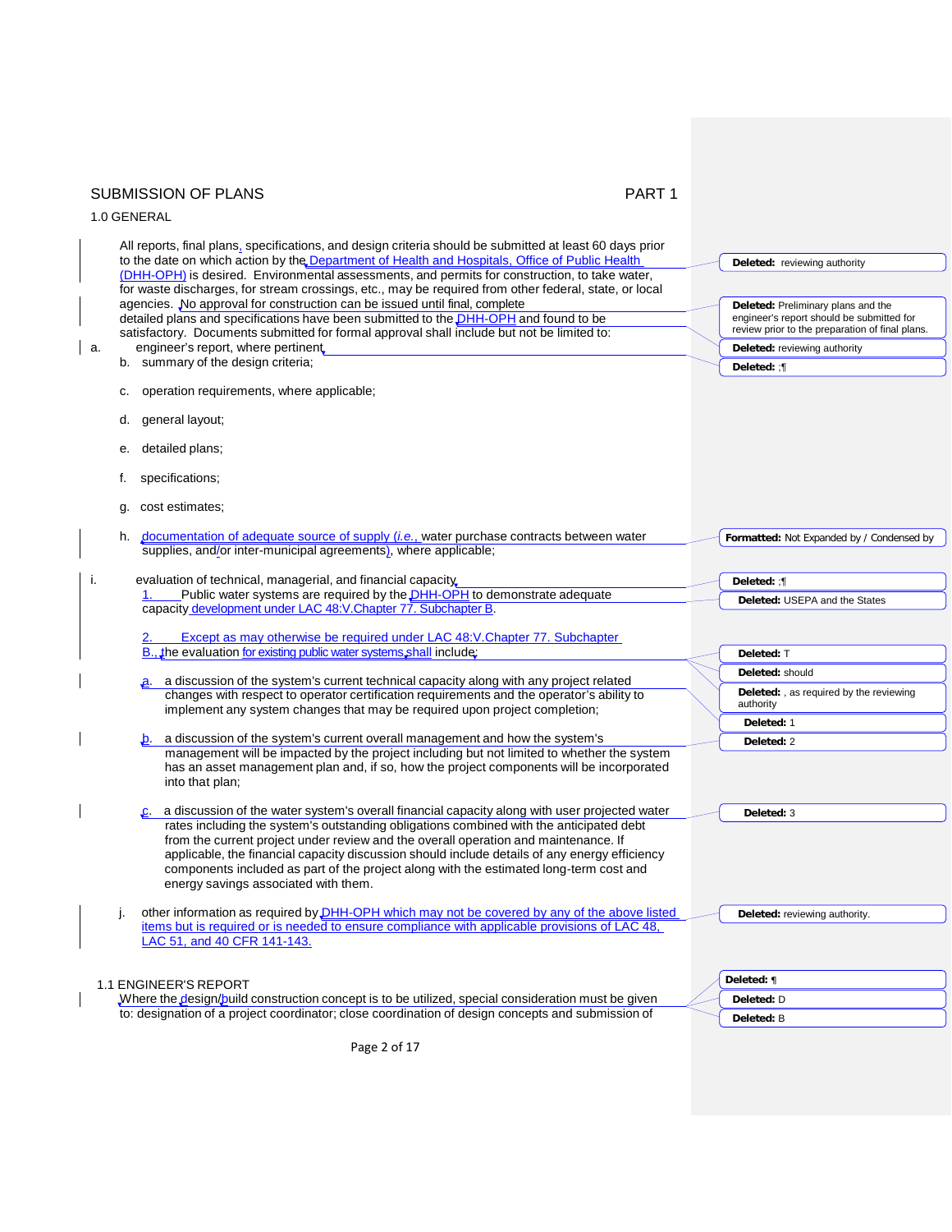SUBMISSION OF PLANS PART 1

## 1.0 GENERAL

All reports, final plans, specifications, and design criteria should be submitted at least 60 days prior to the date on which action by the Department of Health and Hospitals, Office of Public Health (DHH-OPH) is desired. Environmental assessments, and permits for construction, to take water, for waste discharges, for stream crossings, etc., may be required from other federal, state, or local agencies. No approval for construction can be issued until final, complete detailed plans and specifications have been submitted to the DHH-OPH and found to be satisfactory. Documents submitted for formal approval shall include but not be limited to:

a. engineer's report, where pertinent

b. summary of the design criteria;

c. operation requirements, where applicable;

d. general layout;

e. detailed plans;

f. specifications;

g. cost estimates;

h. documentation of adequate source of supply (*i.e.*, water purchase contracts between water supplies, and/or inter-municipal agreements), where applicable;

i. evaluation of technical, managerial, and financial capacity

1. Public water systems are required by the DHH-OPH to demonstrate adequate capacity development under LAC 48:V.Chapter 77. Subchapter B.

2. Except as may otherwise be required under LAC 48:V.Chapter 77. Subchapter B., the evaluation for existing public water systems shall include:

a. a discussion of the system's current technical capacity along with any project related changes with respect to operator certification requirements and the operator's ability to implement any system changes that may be required upon project completion;

b. a discussion of the system's current overall management and how the system's management will be impacted by the project including but not limited to whether the system has an asset management plan and, if so, how the project components will be incorporated into that plan;

c. a discussion of the water system's overall financial capacity along with user projected water rates including the system's outstanding obligations combined with the anticipated debt from the current project under review and the overall operation and maintenance. If applicable, the financial capacity discussion should include details of any energy efficiency components included as part of the project along with the estimated long-term cost and energy savings associated with them.

j. other information as required by DHH-OPH which may not be covered by any of the above listed items but is required or is needed to ensure compliance with applicable provisions of LAC 48, LAC 51, and 40 CFR 141-143.

## 1.1 ENGINEER'S REPORT

Where the design/build construction concept is to be utilized, special consideration must be given to: designation of a project coordinator; close coordination of design concepts and submission of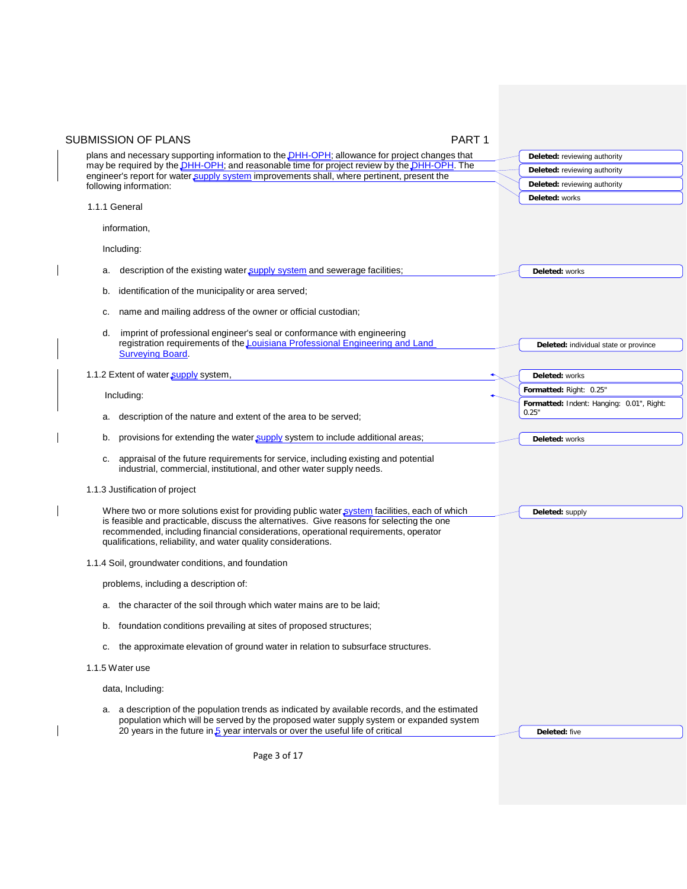plans and necessary supporting information to the DHH-OPH; allowance for project changes that may be required by the DHH-OPH; and reasonable time for project review by the DHH-OPH. The engineer's report for water supply system improvements shall, where pertinent, present the following information:

1.1.1 General

information,

Including:

a. description of the existing water supply system and sewerage facilities;

b. identification of the municipality or area served;

c. name and mailing address of the owner or official custodian;

d. imprint of professional engineer's seal or conformance with engineering registration requirements of the Louisiana Professional Engineering and Land Surveying Board.

1.1.2 Extent of water supply system,

Including:

a. description of the nature and extent of the area to be served;

b. provisions for extending the water supply system to include additional areas;

c. appraisal of the future requirements for service, including existing and potential industrial, commercial, institutional, and other water supply needs.

1.1.3 Justification of project

Where two or more solutions exist for providing public water system facilities, each of which is feasible and practicable, discuss the alternatives. Give reasons for selecting the one recommended, including financial considerations, operational requirements, operator qualifications, reliability, and water quality considerations.

1.1.4 Soil, groundwater conditions, and foundation

problems, including a description of:

a. the character of the soil through which water mains are to be laid;

b. foundation conditions prevailing at sites of proposed structures;

c. the approximate elevation of ground water in relation to subsurface structures.

1.1.5 Water use

data, Including:

a. a description of the population trends as indicated by available records, and the estimated population which will be served by the proposed water supply system or expanded system 20 years in the future in 5 year intervals or over the useful life of critical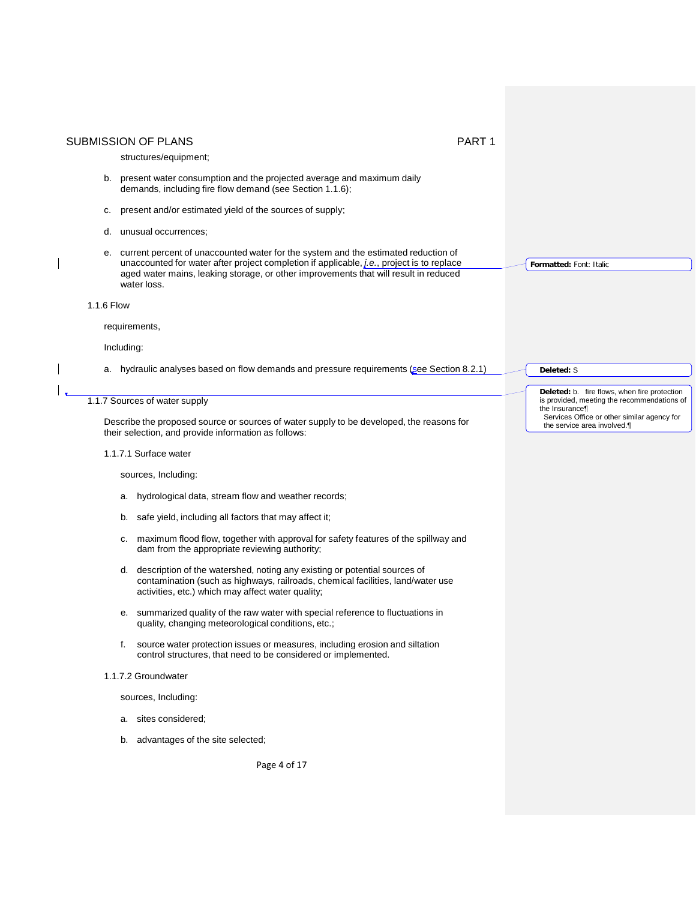structures/equipment;

b. present water consumption and the projected average and maximum daily demands, including fire flow demand (see Section 1.1.6);

c. present and/or estimated yield of the sources of supply;

d. unusual occurrences;

e. current percent of unaccounted water for the system and the estimated reduction of unaccounted for water after project completion if applicable, *i.e.*, project is to replace aged water mains, leaking storage, or other improvements that will result in reduced water loss.

1.1.6 Flow

requirements,

Including:

a. hydraulic analyses based on flow demands and pressure requirements (see Section 8.2.1)

1.1.7 Sources of water supply

Describe the proposed source or sources of water supply to be developed, the reasons for their selection, and provide information as follows:

1.1.7.1 Surface water

sources, Including:

a. hydrological data, stream flow and weather records;

b. safe yield, including all factors that may affect it;

c. maximum flood flow, together with approval for safety features of the spillway and dam from the appropriate reviewing authority;

d. description of the watershed, noting any existing or potential sources of contamination (such as highways, railroads, chemical facilities, land/water use activities, etc.) which may affect water quality;

e. summarized quality of the raw water with special reference to fluctuations in quality, changing meteorological conditions, etc.;

f. source water protection issues or measures, including erosion and siltation control structures, that need to be considered or implemented.

1.1.7.2 Groundwater

sources, Including:

a. sites considered;

b. advantages of the site selected;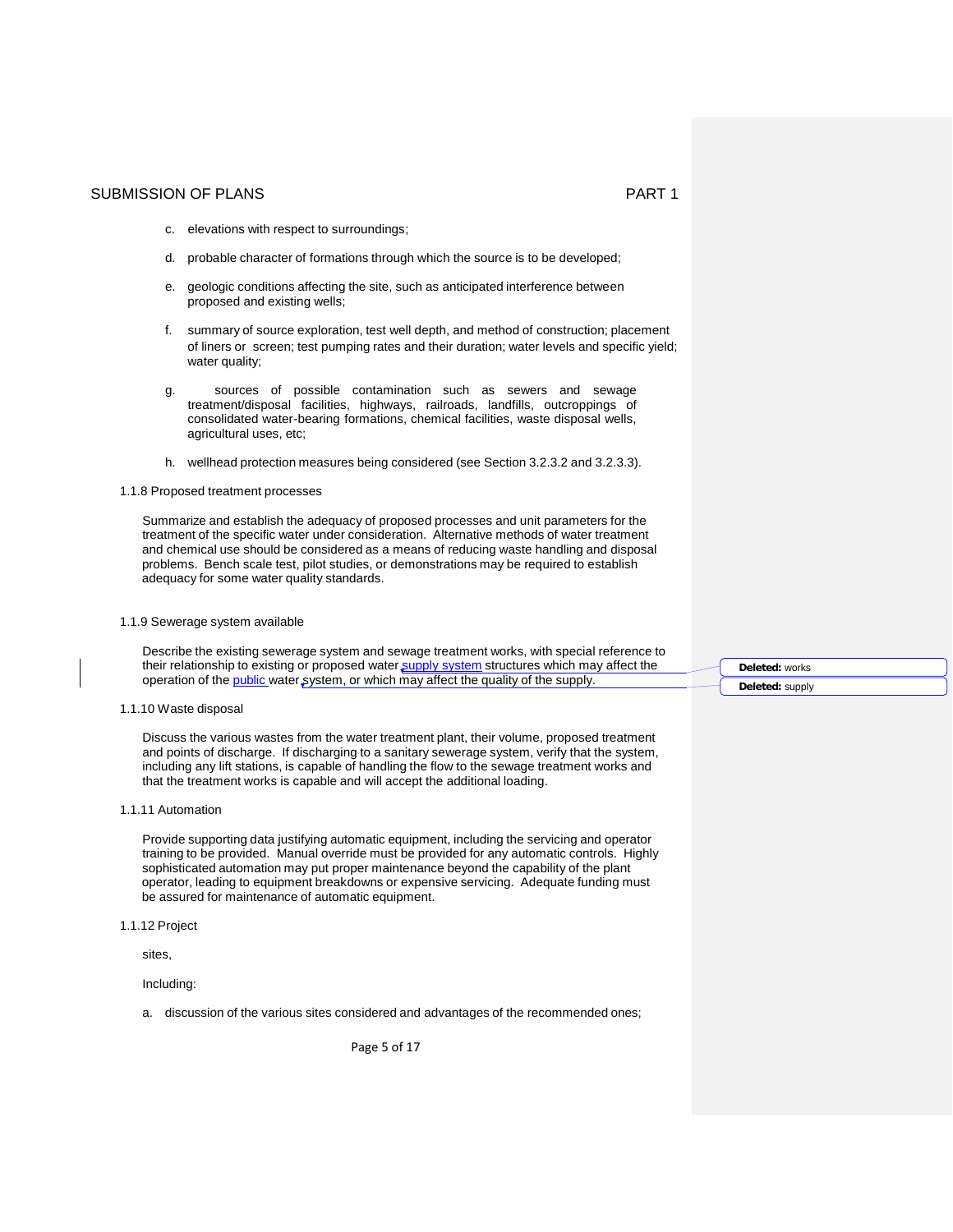c. elevations with respect to surroundings;

d. probable character of formations through which the source is to be developed;

e. geologic conditions affecting the site, such as anticipated interference between proposed and existing wells;

f. summary of source exploration, test well depth, and method of construction; placement of liners or screen; test pumping rates and their duration; water levels and specific yield; water quality;

g. sources of possible contamination such as sewers and sewage treatment/disposal facilities, highways, railroads, landfills, outcroppings of consolidated water-bearing formations, chemical facilities, waste disposal wells, agricultural uses, etc;

h. wellhead protection measures being considered (see Section 3.2.3.2 and 3.2.3.3).

1.1.8 Proposed treatment processes

Summarize and establish the adequacy of proposed processes and unit parameters for the treatment of the specific water under consideration. Alternative methods of water treatment and chemical use should be considered as a means of reducing waste handling and disposal problems. Bench scale test, pilot studies, or demonstrations may be required to establish adequacy for some water quality standards.

1.1.9 Sewerage system available

Describe the existing sewerage system and sewage treatment works, with special reference to their relationship to existing or proposed water supply system structures which may affect the operation of the public water system, or which may affect the quality of the supply.

1.1.10 Waste disposal

Discuss the various wastes from the water treatment plant, their volume, proposed treatment and points of discharge. If discharging to a sanitary sewerage system, verify that the system, including any lift stations, is capable of handling the flow to the sewage treatment works and that the treatment works is capable and will accept the additional loading.

1.1.11 Automation

Provide supporting data justifying automatic equipment, including the servicing and operator training to be provided. Manual override must be provided for any automatic controls. Highly sophisticated automation may put proper maintenance beyond the capability of the plant operator, leading to equipment breakdowns or expensive servicing. Adequate funding must be assured for maintenance of automatic equipment.

1.1.12 Project

sites,

Including:

a. discussion of the various sites considered and advantages of the recommended ones;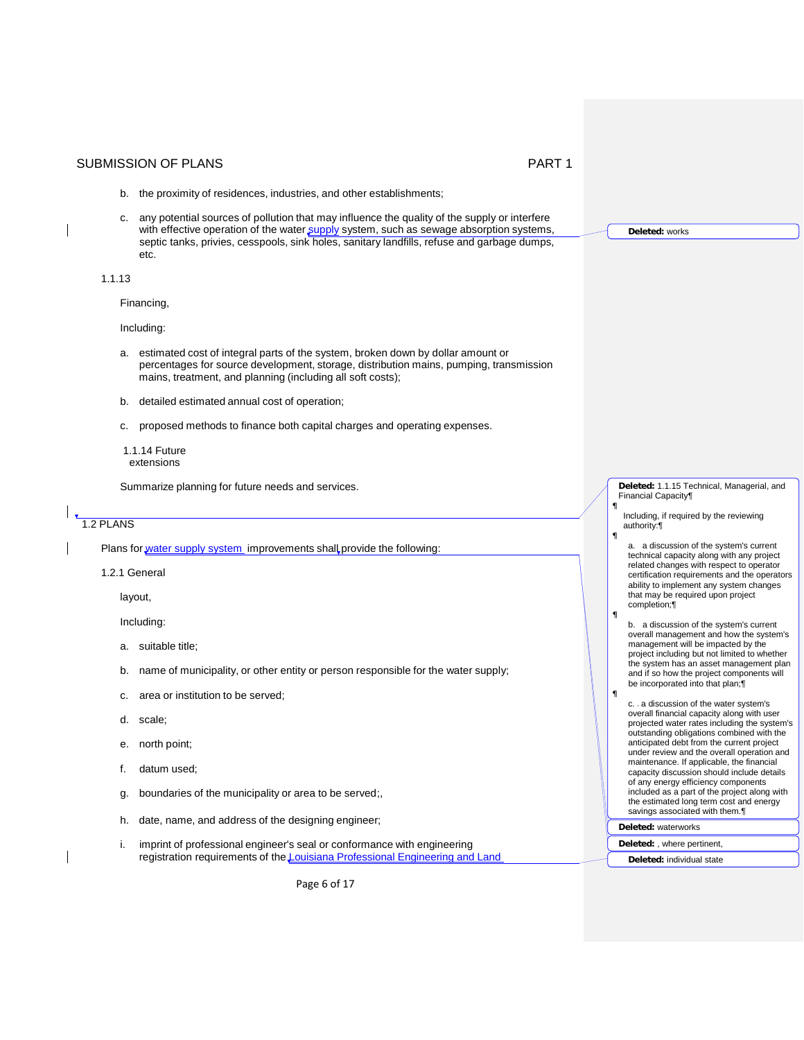b. the proximity of residences, industries, and other establishments;

c. any potential sources of pollution that may influence the quality of the supply or interfere with effective operation of the water supply system, such as sewage absorption systems, septic tanks, privies, cesspools, sink holes, sanitary landfills, refuse and garbage dumps, etc.

1.1.13

Financing,

Including:

a. estimated cost of integral parts of the system, broken down by dollar amount or percentages for source development, storage, distribution mains, pumping, transmission mains, treatment, and planning (including all soft costs);

b. detailed estimated annual cost of operation;

c. proposed methods to finance both capital charges and operating expenses.

1.1.14 Future extensions

Summarize planning for future needs and services.

## 1.2 PLANS

Plans for water supply system improvements shall provide the following:

### 1.2.1 General

layout,

Including:

a. suitable title;

b. name of municipality, or other entity or person responsible for the water supply;

c. area or institution to be served;

d. scale;

e. north point;

f. datum used;

g. boundaries of the municipality or area to be served;,

h. date, name, and address of the designing engineer;

i. imprint of professional engineer's seal or conformance with engineering registration requirements of the Louisiana Professional Engineering and Land

**Deleted:** works

**Deleted:** 1.1.15 Technical, Managerial, and Financial Capacity

Including, if required by the reviewing authority:

a. a discussion of the system's current technical capacity along with any project related changes with respect to operator certification requirements and the operators ability to implement any system changes that may be required upon project completion;

b. a discussion of the system's current overall management and how the system's management will be impacted by the project including but not limited to whether the system has an asset management plan and if so how the project components will be incorporated into that plan;

c. a discussion of the water system's overall financial capacity along with user projected water rates including the system's outstanding obligations combined with the anticipated debt from the current project under review and the overall operation and maintenance. If applicable, the financial capacity discussion should include details of any energy efficiency components included as a part of the project along with the estimated long term cost and energy savings associated with them.

**Deleted:** waterworks

**Deleted:** , where pertinent,

**Deleted:** individual state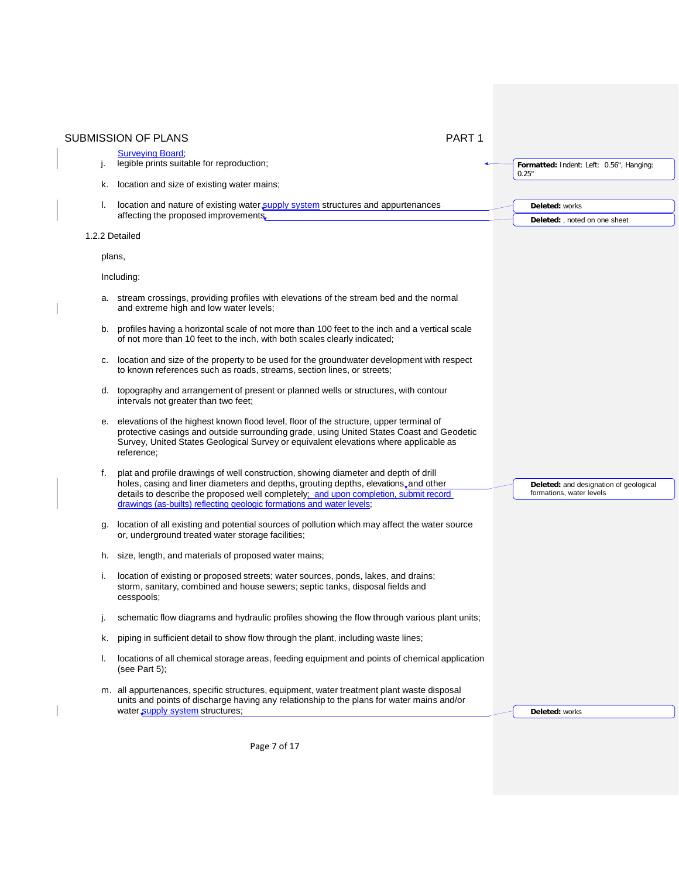Surveying Board;

j. legible prints suitable for reproduction;

k. location and size of existing water mains;

l. location and nature of existing water supply system structures and appurtenances affecting the proposed improvements.

1.2.2 Detailed

plans,

Including:

a. stream crossings, providing profiles with elevations of the stream bed and the normal and extreme high and low water levels;

b. profiles having a horizontal scale of not more than 100 feet to the inch and a vertical scale of not more than 10 feet to the inch, with both scales clearly indicated;

c. location and size of the property to be used for the groundwater development with respect to known references such as roads, streams, section lines, or streets;

d. topography and arrangement of present or planned wells or structures, with contour intervals not greater than two feet;

e. elevations of the highest known flood level, floor of the structure, upper terminal of protective casings and outside surrounding grade, using United States Coast and Geodetic Survey, United States Geological Survey or equivalent elevations where applicable as reference;

f. plat and profile drawings of well construction, showing diameter and depth of drill holes, casing and liner diameters and depths, grouting depths, elevations, and other details to describe the proposed well completely; and upon completion, submit record drawings (as-builts) reflecting geologic formations and water levels;

g. location of all existing and potential sources of pollution which may affect the water source or, underground treated water storage facilities;

h. size, length, and materials of proposed water mains;

i. location of existing or proposed streets; water sources, ponds, lakes, and drains; storm, sanitary, combined and house sewers; septic tanks, disposal fields and cesspools;

j. schematic flow diagrams and hydraulic profiles showing the flow through various plant units;

k. piping in sufficient detail to show flow through the plant, including waste lines;

l. locations of all chemical storage areas, feeding equipment and points of chemical application (see Part 5);

m. all appurtenances, specific structures, equipment, water treatment plant waste disposal units and points of discharge having any relationship to the plans for water mains and/or water supply system structures;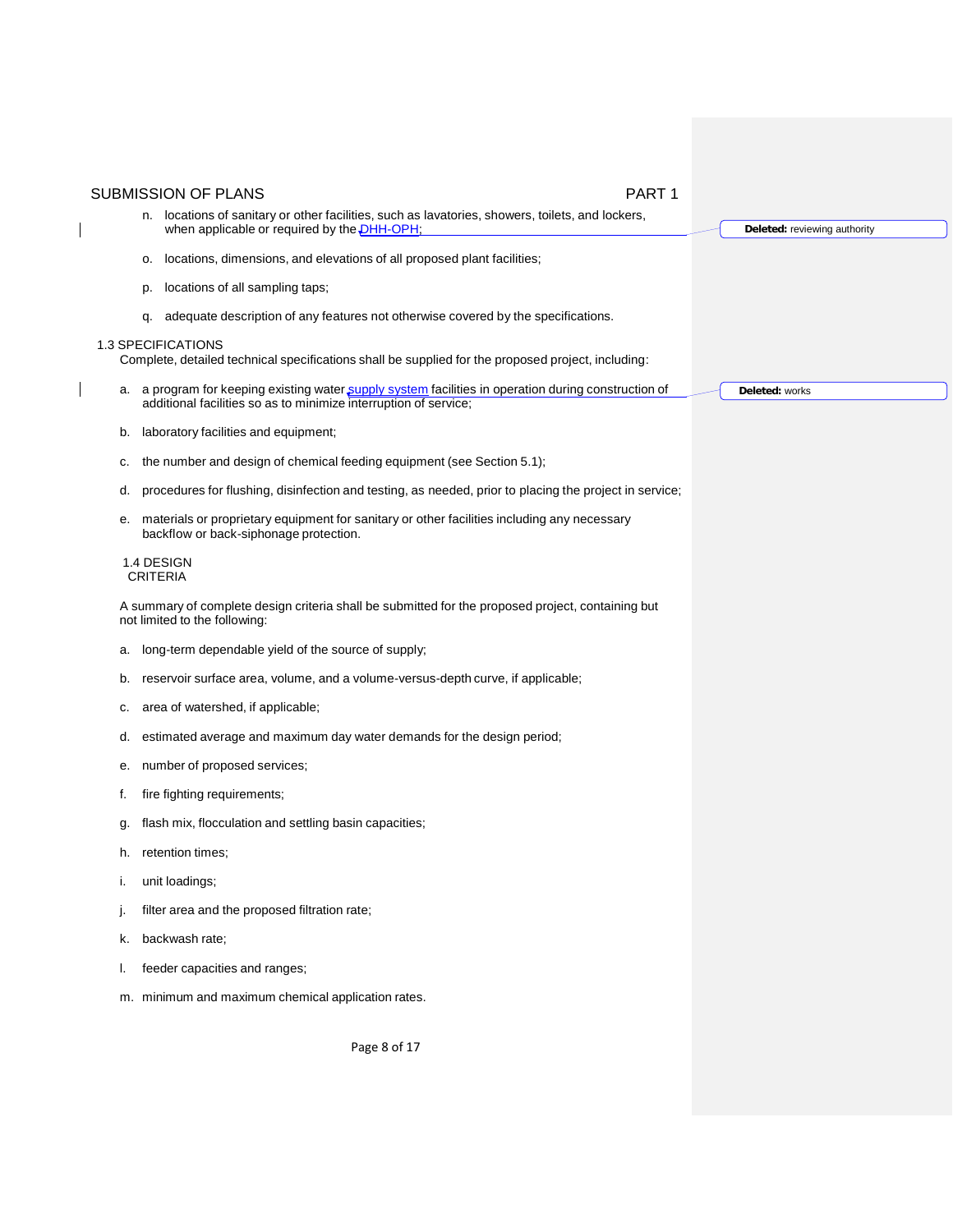n. locations of sanitary or other facilities, such as lavatories, showers, toilets, and lockers, when applicable or required by the DHH-OPH;

o. locations, dimensions, and elevations of all proposed plant facilities;

p. locations of all sampling taps;

q. adequate description of any features not otherwise covered by the specifications.

## 1.3 SPECIFICATIONS

Complete, detailed technical specifications shall be supplied for the proposed project, including:

a. a program for keeping existing water supply system facilities in operation during construction of additional facilities so as to minimize interruption of service;

b. laboratory facilities and equipment;

c. the number and design of chemical feeding equipment (see Section 5.1);

d. procedures for flushing, disinfection and testing, as needed, prior to placing the project in service;

e. materials or proprietary equipment for sanitary or other facilities including any necessary backflow or back-siphonage protection.

## 1.4 DESIGN CRITERIA

A summary of complete design criteria shall be submitted for the proposed project, containing but not limited to the following:

a. long-term dependable yield of the source of supply;

b. reservoir surface area, volume, and a volume-versus-depth curve, if applicable;

c. area of watershed, if applicable;

d. estimated average and maximum day water demands for the design period;

e. number of proposed services;

f. fire fighting requirements;

g. flash mix, flocculation and settling basin capacities;

h. retention times;

i. unit loadings;

j. filter area and the proposed filtration rate;

k. backwash rate;

l. feeder capacities and ranges;

m. minimum and maximum chemical application rates.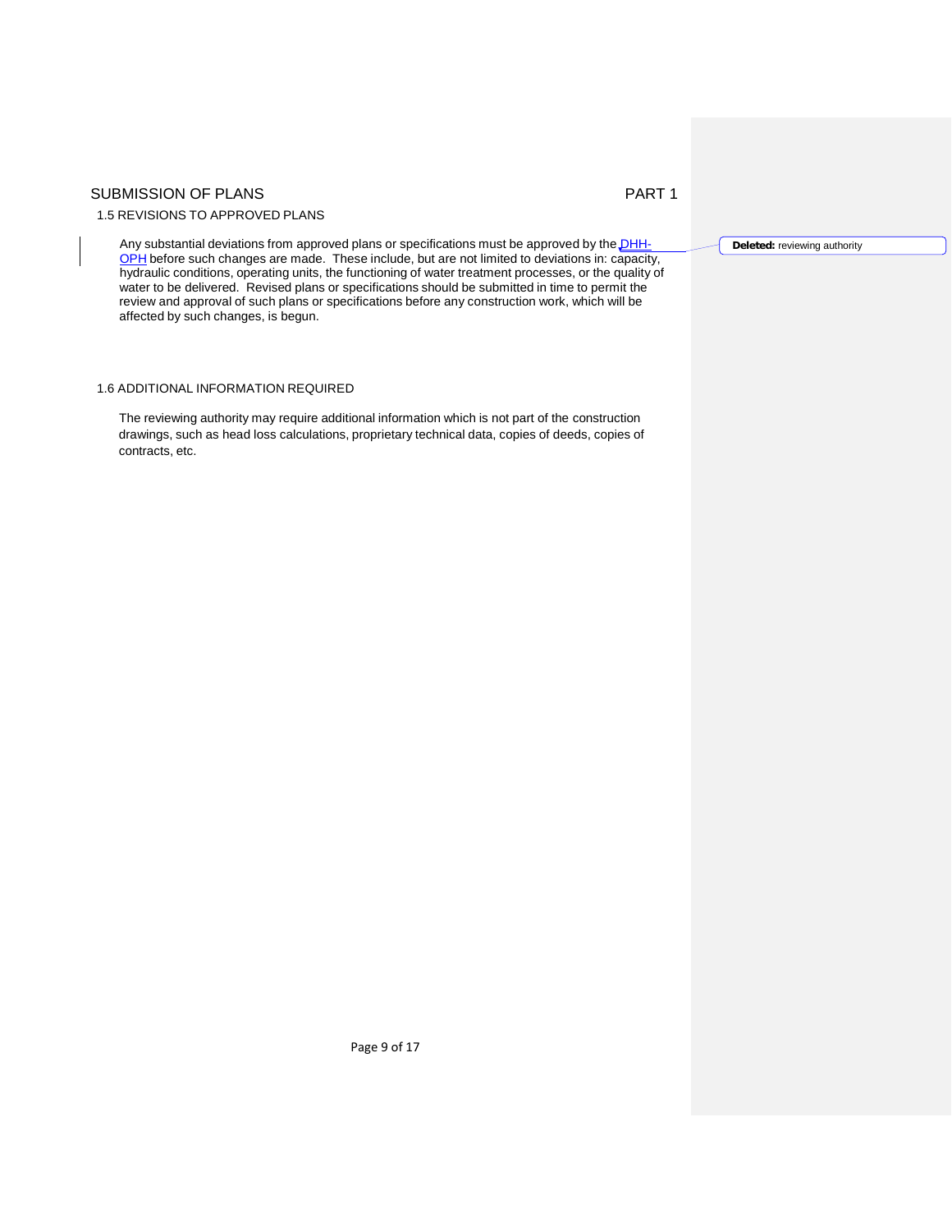## SUBMISSION OF PLANS PART 1

### 1.5 REVISIONS TO APPROVED PLANS

Any substantial deviations from approved plans or specifications must be approved by the DHH-OPH before such changes are made. These include, but are not limited to deviations in: capacity, hydraulic conditions, operating units, the functioning of water treatment processes, or the quality of water to be delivered. Revised plans or specifications should be submitted in time to permit the review and approval of such plans or specifications before any construction work, which will be affected by such changes, is begun.

**Deleted:** reviewing authority

### 1.6 ADDITIONAL INFORMATION REQUIRED

The reviewing authority may require additional information which is not part of the construction drawings, such as head loss calculations, proprietary technical data, copies of deeds, copies of contracts, etc.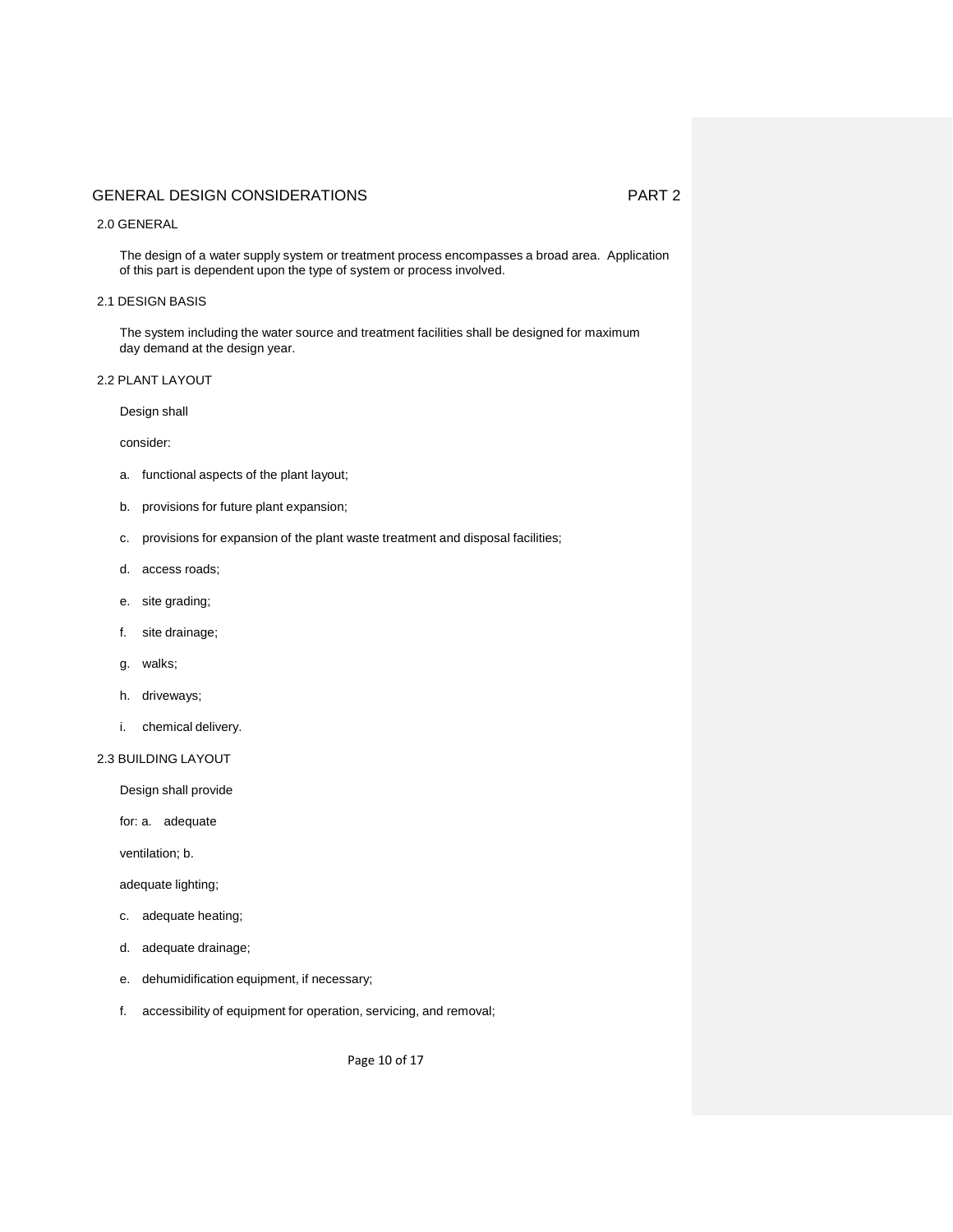## GENERAL DESIGN CONSIDERATIONS PART 2

### 2.0 GENERAL

The design of a water supply system or treatment process encompasses a broad area. Application of this part is dependent upon the type of system or process involved.

### 2.1 DESIGN BASIS

The system including the water source and treatment facilities shall be designed for maximum day demand at the design year.

### 2.2 PLANT LAYOUT

Design shall consider:

a. functional aspects of the plant layout;

b. provisions for future plant expansion;

c. provisions for expansion of the plant waste treatment and disposal facilities;

d. access roads;

e. site grading;

f. site drainage;

g. walks;

h. driveways;

i. chemical delivery.

### 2.3 BUILDING LAYOUT

Design shall provide for:

a. adequate ventilation;

b. adequate lighting;

c. adequate heating;

d. adequate drainage;

e. dehumidification equipment, if necessary;

f. accessibility of equipment for operation, servicing, and removal;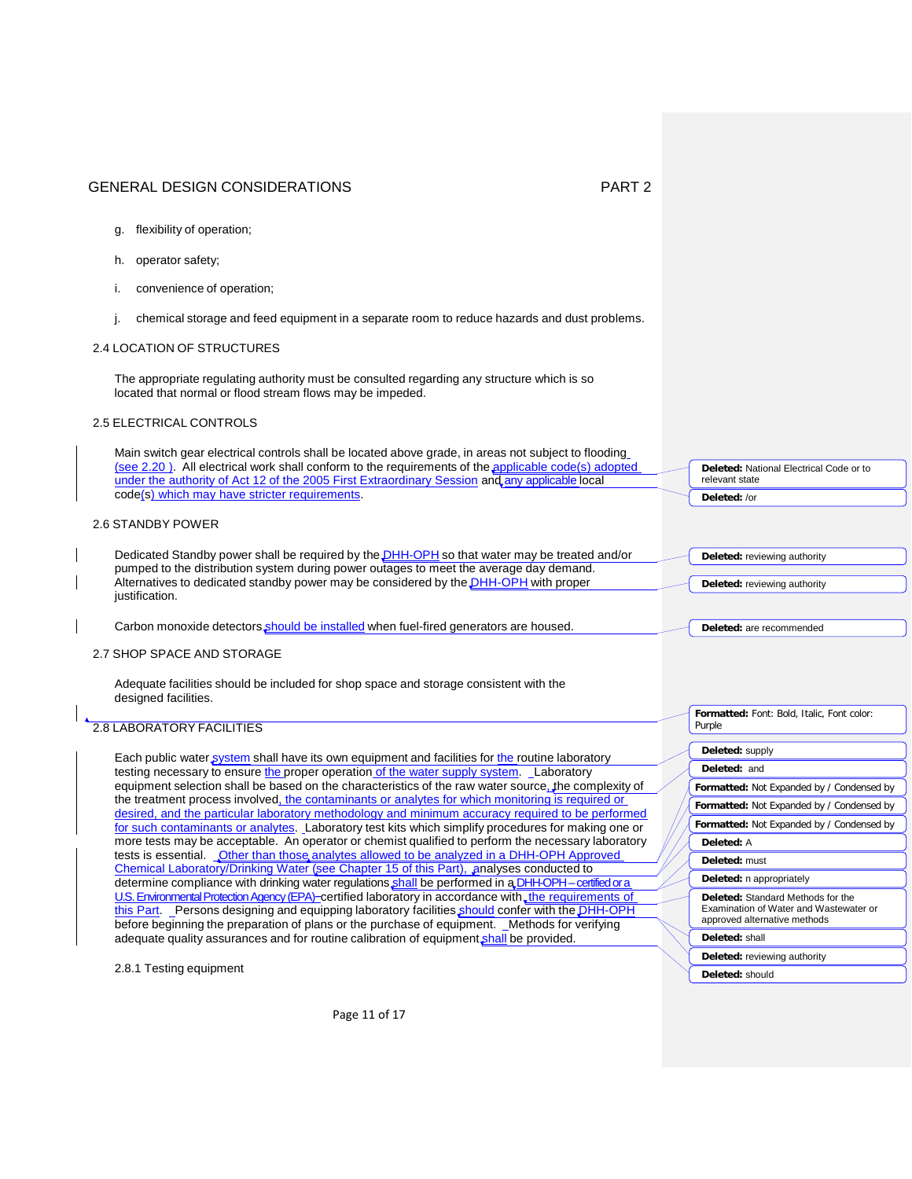g. flexibility of operation;

h. operator safety;

i. convenience of operation;

j. chemical storage and feed equipment in a separate room to reduce hazards and dust problems.

## 2.4 LOCATION OF STRUCTURES

The appropriate regulating authority must be consulted regarding any structure which is so located that normal or flood stream flows may be impeded.

## 2.5 ELECTRICAL CONTROLS

Main switch gear electrical controls shall be located above grade, in areas not subject to flooding (see 2.20 ). All electrical work shall conform to the requirements of the applicable code(s) adopted under the authority of Act 12 of the 2005 First Extraordinary Session and any applicable local code(s) which may have stricter requirements.

## 2.6 STANDBY POWER

Dedicated Standby power shall be required by the DHH-OPH so that water may be treated and/or pumped to the distribution system during power outages to meet the average day demand. Alternatives to dedicated standby power may be considered by the DHH-OPH with proper justification.

Carbon monoxide detectors should be installed when fuel-fired generators are housed.

## 2.7 SHOP SPACE AND STORAGE

Adequate facilities should be included for shop space and storage consistent with the designed facilities.

## 2.8 LABORATORY FACILITIES

Each public water system shall have its own equipment and facilities for the routine laboratory testing necessary to ensure the proper operation of the water supply system. Laboratory equipment selection shall be based on the characteristics of the raw water source, the complexity of the treatment process involved, the contaminants or analytes for which monitoring is required or desired, and the particular laboratory methodology and minimum accuracy required to be performed for such contaminants or analytes. Laboratory test kits which simplify procedures for making one or more tests may be acceptable. An operator or chemist qualified to perform the necessary laboratory tests is essential. Other than those analytes allowed to be analyzed in a DHH-OPH Approved Chemical Laboratory/Drinking Water (see Chapter 15 of this Part), analyses conducted to determine compliance with drinking water regulations shall be performed in a DHH-OPH – certified or a U.S. Environmental Protection Agency (EPA) certified laboratory in accordance with the requirements of this Part. Persons designing and equipping laboratory facilities should confer with the DHH-OPH before beginning the preparation of plans or the purchase of equipment. Methods for verifying adequate quality assurances and for routine calibration of equipment shall be provided.

### 2.8.1 Testing equipment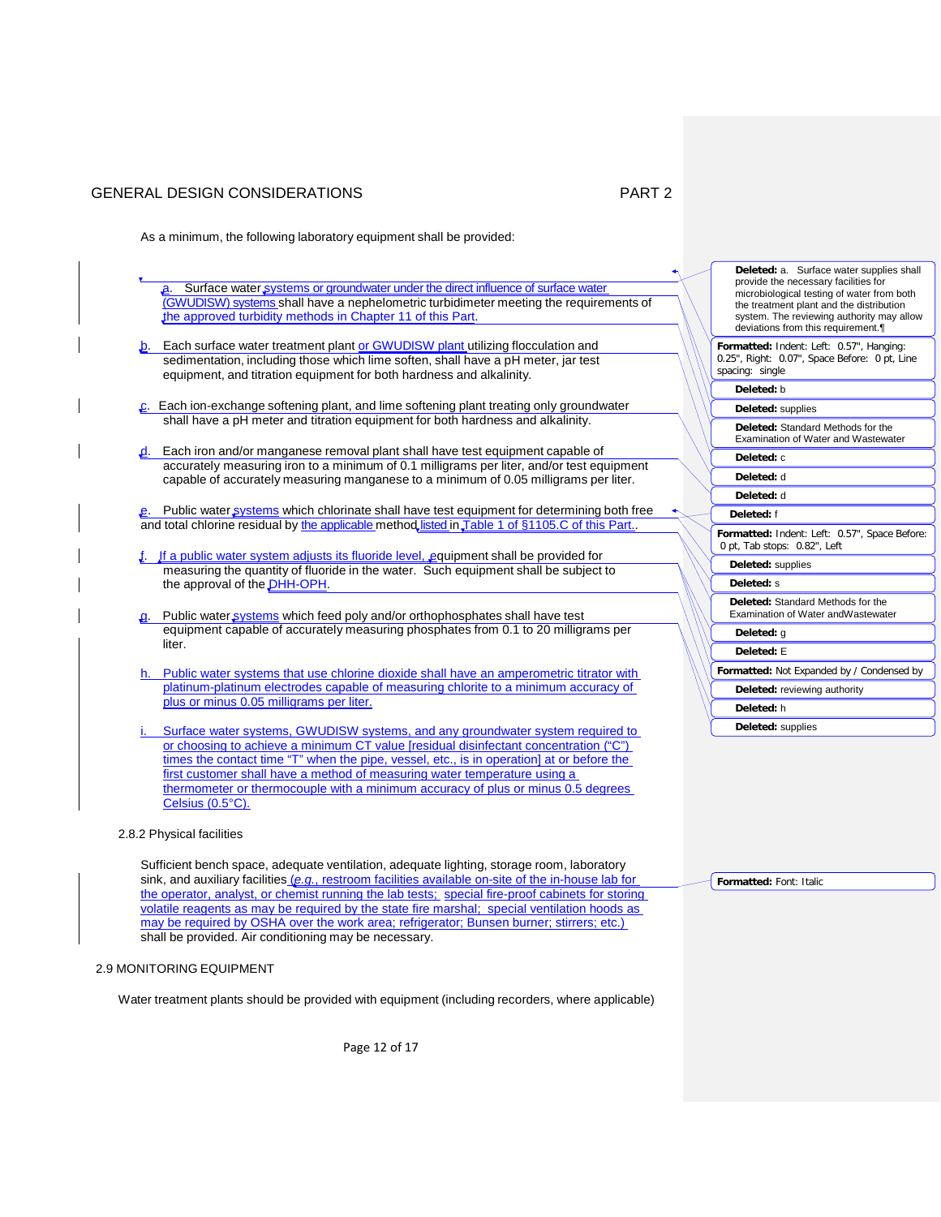As a minimum, the following laboratory equipment shall be provided:

a. Surface water systems or groundwater under the direct influence of surface water (GWUDISW) systems shall have a nephelometric turbidimeter meeting the requirements of the approved turbidity methods in Chapter 11 of this Part.

b. Each surface water treatment plant or GWUDISW plant utilizing flocculation and sedimentation, including those which lime soften, shall have a pH meter, jar test equipment, and titration equipment for both hardness and alkalinity.

c. Each ion-exchange softening plant, and lime softening plant treating only groundwater shall have a pH meter and titration equipment for both hardness and alkalinity.

d. Each iron and/or manganese removal plant shall have test equipment capable of accurately measuring iron to a minimum of 0.1 milligrams per liter, and/or test equipment capable of accurately measuring manganese to a minimum of 0.05 milligrams per liter.

e. Public water systems which chlorinate shall have test equipment for determining both free and total chlorine residual by the applicable method listed in Table 1 of §1105.C of this Part.

f. If a public water system adjusts its fluoride level, equipment shall be provided for measuring the quantity of fluoride in the water. Such equipment shall be subject to the approval of the DHH-OPH.

g. Public water systems which feed poly and/or orthophosphates shall have test equipment capable of accurately measuring phosphates from 0.1 to 20 milligrams per liter.

h. Public water systems that use chlorine dioxide shall have an amperometric titrator with platinum-platinum electrodes capable of measuring chlorite to a minimum accuracy of plus or minus 0.05 milligrams per liter.

i. Surface water systems, GWUDISW systems, and any groundwater system required to or choosing to achieve a minimum CT value [residual disinfectant concentration ("C") times the contact time "T" when the pipe, vessel, etc., is in operation] at or before the first customer shall have a method of measuring water temperature using a thermometer or thermocouple with a minimum accuracy of plus or minus 0.5 degrees Celsius (0.5°C).

### 2.8.2 Physical facilities

Sufficient bench space, adequate ventilation, adequate lighting, storage room, laboratory sink, and auxiliary facilities (*e.g.*, restroom facilities available on-site of the in-house lab for the operator, analyst, or chemist running the lab tests; special fire-proof cabinets for storing volatile reagents as may be required by the state fire marshal; special ventilation hoods as may be required by OSHA over the work area; refrigerator; Bunsen burner; stirrers; etc.) shall be provided. Air conditioning may be necessary.

## 2.9 MONITORING EQUIPMENT

Water treatment plants should be provided with equipment (including recorders, where applicable)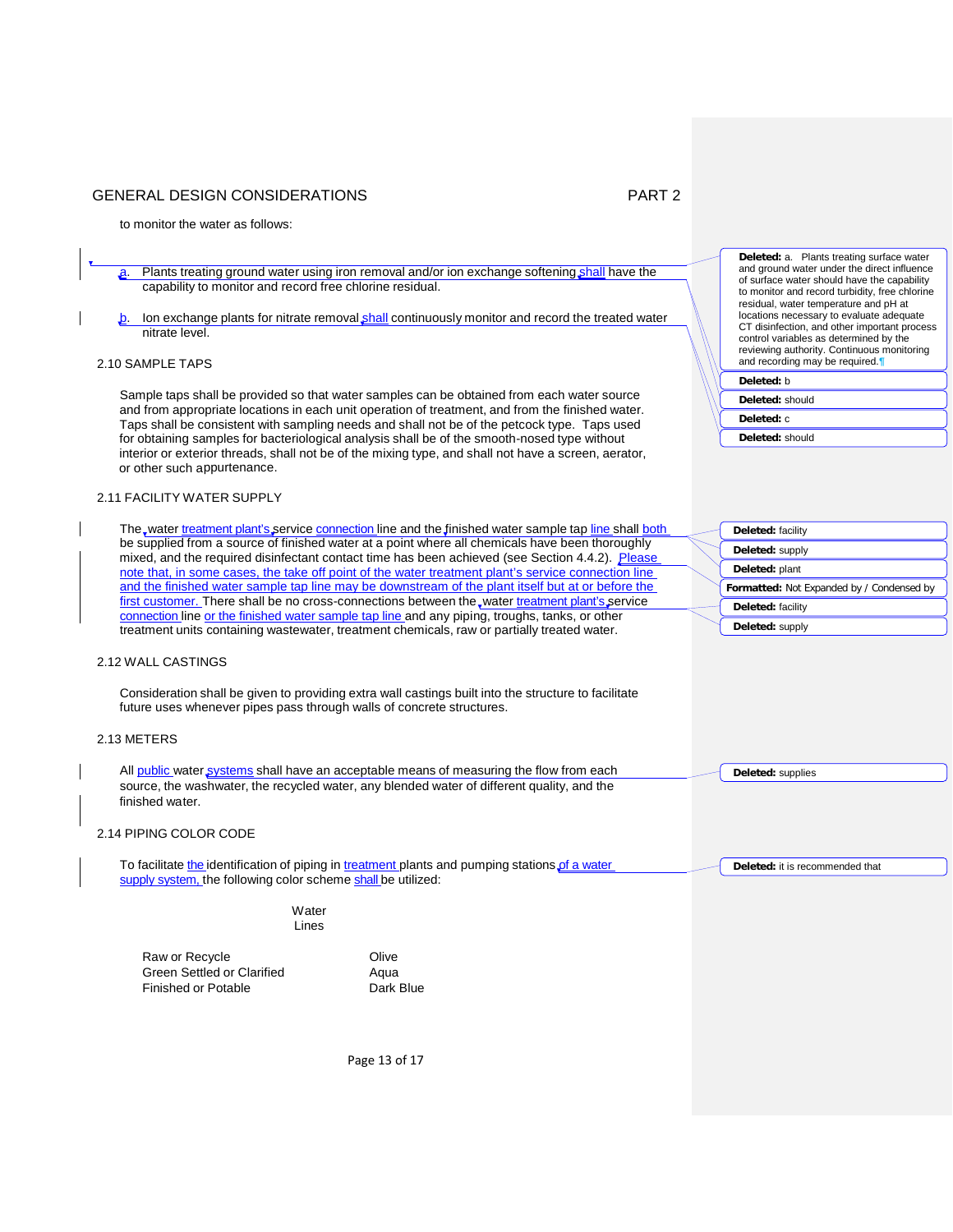to monitor the water as follows:

a. Plants treating ground water using iron removal and/or ion exchange softening shall have the capability to monitor and record free chlorine residual.

b. Ion exchange plants for nitrate removal shall continuously monitor and record the treated water nitrate level.

## 2.10 SAMPLE TAPS

Sample taps shall be provided so that water samples can be obtained from each water source and from appropriate locations in each unit operation of treatment, and from the finished water. Taps shall be consistent with sampling needs and shall not be of the petcock type. Taps used for obtaining samples for bacteriological analysis shall be of the smooth-nosed type without interior or exterior threads, shall not be of the mixing type, and shall not have a screen, aerator, or other such appurtenance.

## 2.11 FACILITY WATER SUPPLY

The water treatment plant's service connection line and the finished water sample tap line shall both be supplied from a source of finished water at a point where all chemicals have been thoroughly mixed, and the required disinfectant contact time has been achieved (see Section 4.4.2). Please note that, in some cases, the take off point of the water treatment plant's service connection line and the finished water sample tap line may be downstream of the plant itself but at or before the first customer. There shall be no cross-connections between the water treatment plant's service connection line or the finished water sample tap line and any piping, troughs, tanks, or other treatment units containing wastewater, treatment chemicals, raw or partially treated water.

## 2.12 WALL CASTINGS

Consideration shall be given to providing extra wall castings built into the structure to facilitate future uses whenever pipes pass through walls of concrete structures.

## 2.13 METERS

All public water systems shall have an acceptable means of measuring the flow from each source, the washwater, the recycled water, any blended water of different quality, and the finished water.

## 2.14 PIPING COLOR CODE

To facilitate the identification of piping in treatment plants and pumping stations of a water supply system, the following color scheme shall be utilized:

| Water Lines | |
|---|---|
| Raw or Recycle | Olive Green |
| Settled or Clarified | Aqua |
| Finished or Potable | Dark Blue |

> Deleted: a. Plants treating surface water and ground water under the direct influence of surface water should have the capability to monitor and record turbidity, free chlorine residual, water temperature and pH at locations necessary to evaluate adequate CT disinfection, and other important process control variables as determined by the reviewing authority. Continuous monitoring and recording may be required.
> Deleted: b
> Deleted: should
> Deleted: c
> Deleted: should
> Deleted: facility
> Deleted: supply
> Deleted: plant
> Formatted: Not Expanded by / Condensed by
> Deleted: facility
> Deleted: supply
> Deleted: supplies
> Deleted: it is recommended that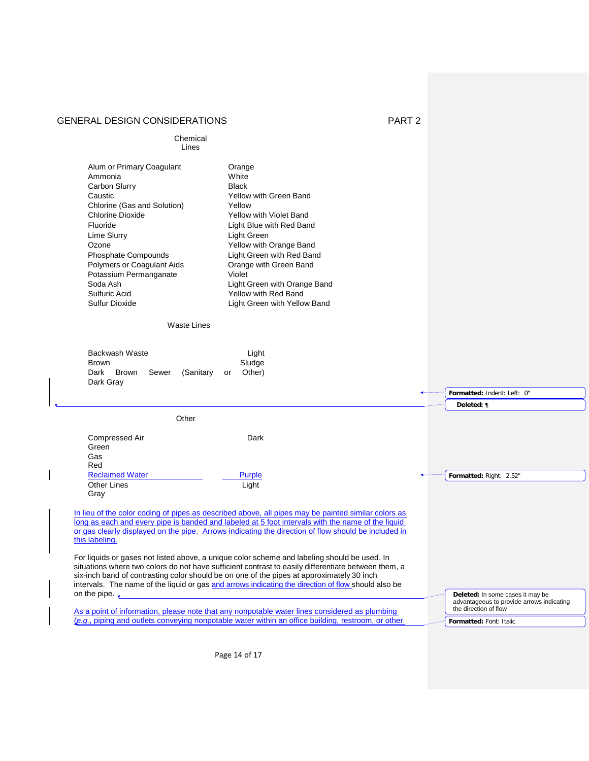### Chemical Lines

| | |
|---|---|
| Alum or Primary Coagulant | Orange |
| Ammonia | White |
| Carbon Slurry | Black |
| Caustic | Yellow with Green Band |
| Chlorine (Gas and Solution) | Yellow |
| Chlorine Dioxide | Yellow with Violet Band |
| Fluoride | Light Blue with Red Band |
| Lime Slurry | Light Green |
| Ozone | Yellow with Orange Band |
| Phosphate Compounds | Light Green with Red Band |
| Polymers or Coagulant Aids | Orange with Green Band |
| Potassium Permanganate | Violet |
| Soda Ash | Light Green with Orange Band |
| Sulfuric Acid | Yellow with Red Band |
| Sulfur Dioxide | Light Green with Yellow Band |

### Waste Lines

| | |
|---|---|
| Backwash Waste | Light Brown |
| Sludge | Dark Brown |
| Sewer (Sanitary or Other) | Dark Gray |

### Other

| | |
|---|---|
| Compressed Air | Dark Green |
| Gas | Red |
| Reclaimed Water | Purple |
| Other Lines | Light Gray |

In lieu of the color coding of pipes as described above, all pipes may be painted similar colors as long as each and every pipe is banded and labeled at 5 foot intervals with the name of the liquid or gas clearly displayed on the pipe. Arrows indicating the direction of flow should be included in this labeling.

For liquids or gases not listed above, a unique color scheme and labeling should be used. In situations where two colors do not have sufficient contrast to easily differentiate between them, a six-inch band of contrasting color should be on one of the pipes at approximately 30 inch intervals. The name of the liquid or gas and arrows indicating the direction of flow should also be on the pipe.

As a point of information, please note that any nonpotable water lines considered as plumbing (*e.g.*, piping and outlets conveying nonpotable water within an office building, restroom, or other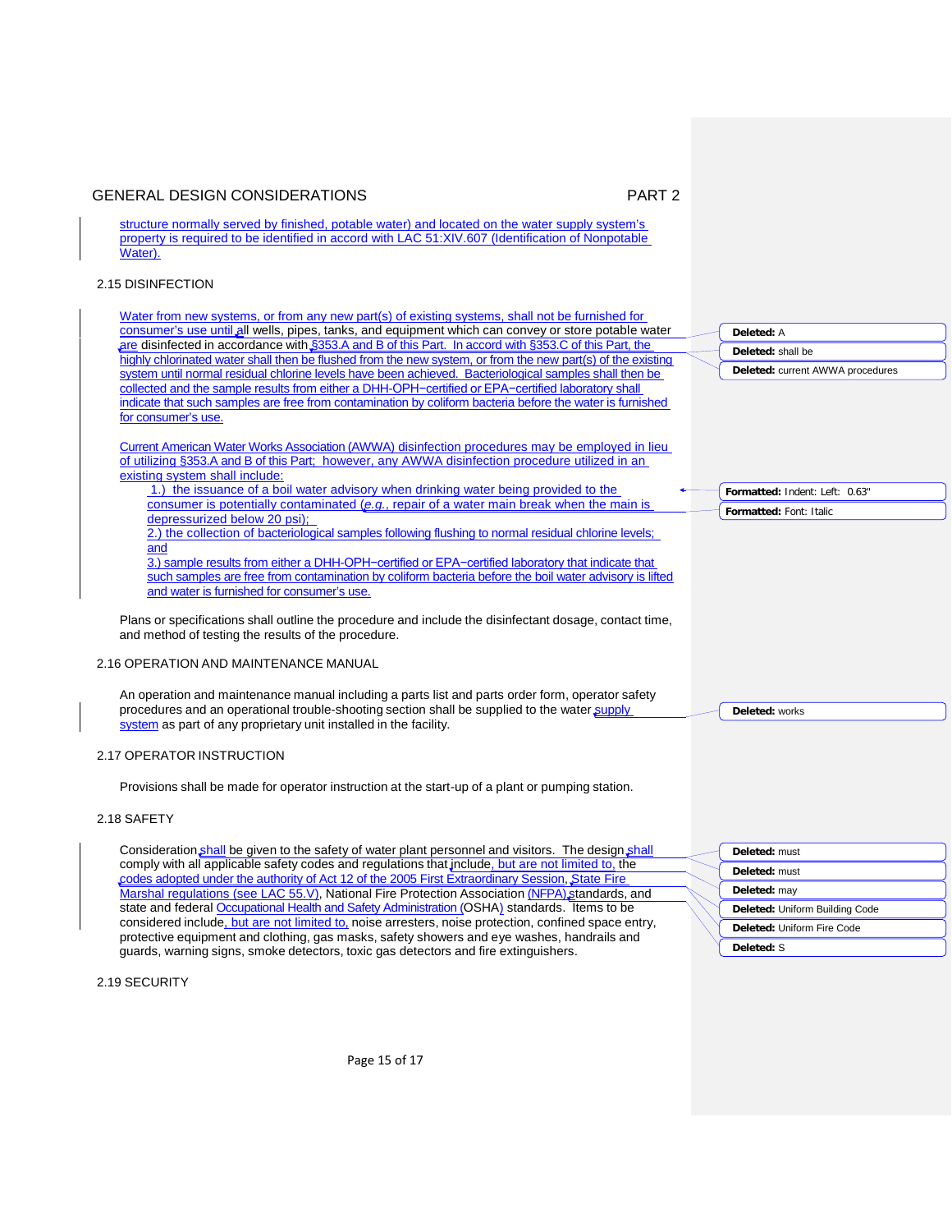structure normally served by finished, potable water) and located on the water supply system's property is required to be identified in accord with LAC 51:XIV.607 (Identification of Nonpotable Water).

## 2.15 DISINFECTION

Water from new systems, or from any new part(s) of existing systems, shall not be furnished for consumer's use until all wells, pipes, tanks, and equipment which can convey or store potable water are disinfected in accordance with §353.A and B of this Part. In accord with §353.C of this Part, the highly chlorinated water shall then be flushed from the new system, or from the new part(s) of the existing system until normal residual chlorine levels have been achieved. Bacteriological samples shall then be collected and the sample results from either a DHH-OPH−certified or EPA−certified laboratory shall indicate that such samples are free from contamination by coliform bacteria before the water is furnished for consumer's use.

Current American Water Works Association (AWWA) disinfection procedures may be employed in lieu of utilizing §353.A and B of this Part; however, any AWWA disinfection procedure utilized in an existing system shall include:

1.) the issuance of a boil water advisory when drinking water being provided to the consumer is potentially contaminated (*e.g.*, repair of a water main break when the main is depressurized below 20 psi);

2.) the collection of bacteriological samples following flushing to normal residual chlorine levels; and

3.) sample results from either a DHH-OPH−certified or EPA−certified laboratory that indicate that such samples are free from contamination by coliform bacteria before the boil water advisory is lifted and water is furnished for consumer's use.

Plans or specifications shall outline the procedure and include the disinfectant dosage, contact time, and method of testing the results of the procedure.

## 2.16 OPERATION AND MAINTENANCE MANUAL

An operation and maintenance manual including a parts list and parts order form, operator safety procedures and an operational trouble-shooting section shall be supplied to the water supply system as part of any proprietary unit installed in the facility.

## 2.17 OPERATOR INSTRUCTION

Provisions shall be made for operator instruction at the start-up of a plant or pumping station.

## 2.18 SAFETY

Consideration shall be given to the safety of water plant personnel and visitors. The design shall comply with all applicable safety codes and regulations that include, but are not limited to, the codes adopted under the authority of Act 12 of the 2005 First Extraordinary Session, State Fire Marshal regulations (see LAC 55.V), National Fire Protection Association (NFPA) standards, and state and federal Occupational Health and Safety Administration (OSHA) standards. Items to be considered include, but are not limited to, noise arresters, noise protection, confined space entry, protective equipment and clothing, gas masks, safety showers and eye washes, handrails and guards, warning signs, smoke detectors, toxic gas detectors and fire extinguishers.

## 2.19 SECURITY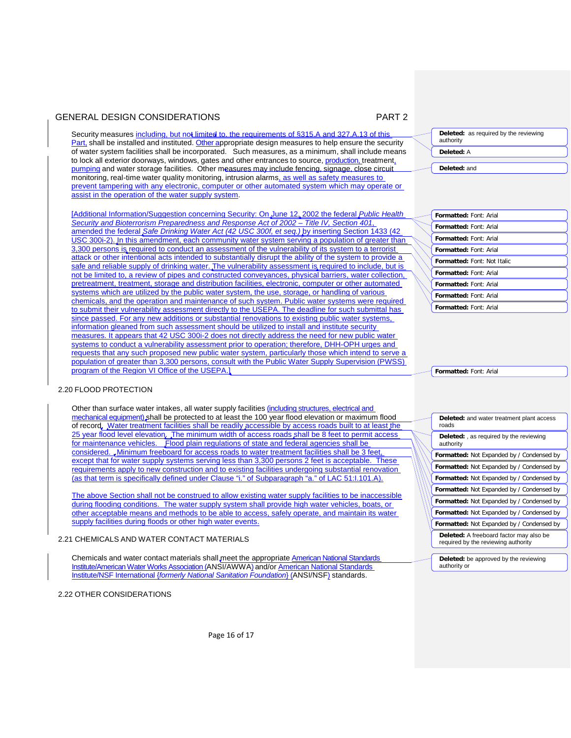GENERAL DESIGN CONSIDERATIONS PART 2

Security measures including, but not limited to, the requirements of §315.A and 327.A.13 of this Part, shall be installed and instituted. Other appropriate design measures to help ensure the security of water system facilities shall be incorporated. Such measures, as a minimum, shall include means to lock all exterior doorways, windows, gates and other entrances to source, production, treatment, pumping and water storage facilities. Other measures may include fencing, signage, close circuit monitoring, real-time water quality monitoring, intrusion alarms, as well as safety measures to prevent tampering with any electronic, computer or other automated system which may operate or assist in the operation of the water supply system.

[Additional Information/Suggestion concerning Security: On June 12, 2002 the federal *Public Health Security and Bioterrorism Preparedness and Response Act of 2002 – Title IV, Section 401*, amended the federal *Safe Drinking Water Act (42 USC 300f, et seq.)* by inserting Section 1433 (42 USC 300i-2). In this amendment, each community water system serving a population of greater than 3,300 persons is required to conduct an assessment of the vulnerability of its system to a terrorist attack or other intentional acts intended to substantially disrupt the ability of the system to provide a safe and reliable supply of drinking water. The vulnerability assessment is required to include, but is not be limited to, a review of pipes and constructed conveyances, physical barriers, water collection, pretreatment, treatment, storage and distribution facilities, electronic, computer or other automated systems which are utilized by the public water system, the use, storage, or handling of various chemicals, and the operation and maintenance of such system. Public water systems were required to submit their vulnerability assessment directly to the USEPA. The deadline for such submittal has since passed. For any new additions or substantial renovations to existing public water systems, information gleaned from such assessment should be utilized to install and institute security measures. It appears that 42 USC 300i-2 does not directly address the need for new public water systems to conduct a vulnerability assessment prior to operation; therefore, DHH-OPH urges and requests that any such proposed new public water system, particularly those which intend to serve a population of greater than 3,300 persons, consult with the Public Water Supply Supervision (PWSS) program of the Region VI Office of the USEPA.]

## 2.20 FLOOD PROTECTION

Other than surface water intakes, all water supply facilities (including structures, electrical and mechanical equipment) shall be protected to at least the 100 year flood elevation or maximum flood of record. Water treatment facilities shall be readily accessible by access roads built to at least the 25 year flood level elevation. The minimum width of access roads shall be 8 feet to permit access for maintenance vehicles. Flood plain regulations of state and federal agencies shall be considered. Minimum freeboard for access roads to water treatment facilities shall be 3 feet, except that for water supply systems serving less than 3,300 persons 2 feet is acceptable. These requirements apply to new construction and to existing facilities undergoing substantial renovation (as that term is specifically defined under Clause "i." of Subparagraph "a." of LAC 51:I.101.A).

The above Section shall not be construed to allow existing water supply facilities to be inaccessible during flooding conditions. The water supply system shall provide high water vehicles, boats, or other acceptable means and methods to be able to access, safely operate, and maintain its water supply facilities during floods or other high water events.

## 2.21 CHEMICALS AND WATER CONTACT MATERIALS

Chemicals and water contact materials shall meet the appropriate American National Standards Institute/American Water Works Association (ANSI/AWWA) and/or American National Standards Institute/NSF International {*formerly National Sanitation Foundation*} (ANSI/NSF) standards.

## 2.22 OTHER CONSIDERATIONS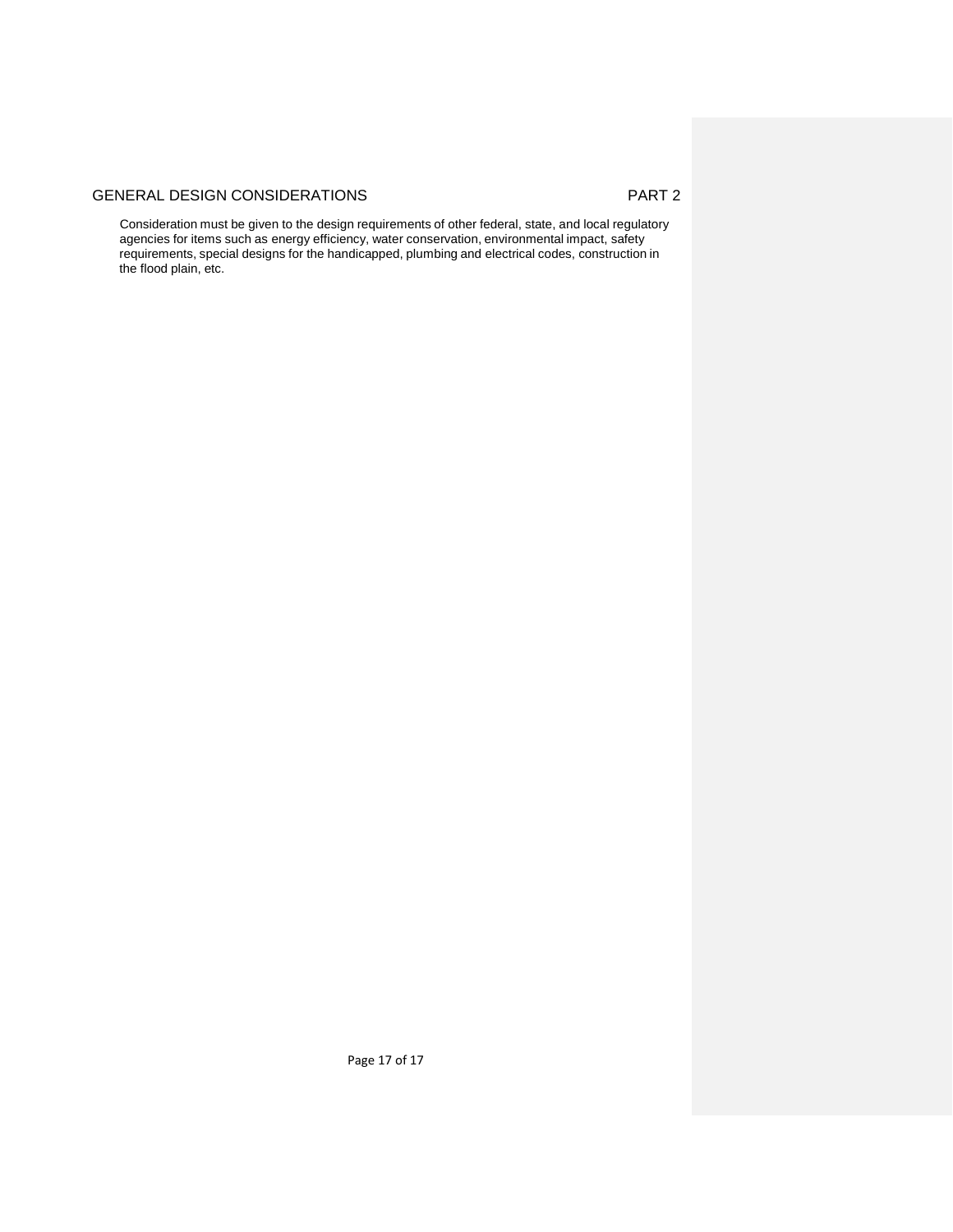Consideration must be given to the design requirements of other federal, state, and local regulatory agencies for items such as energy efficiency, water conservation, environmental impact, safety requirements, special designs for the handicapped, plumbing and electrical codes, construction in the flood plain, etc.